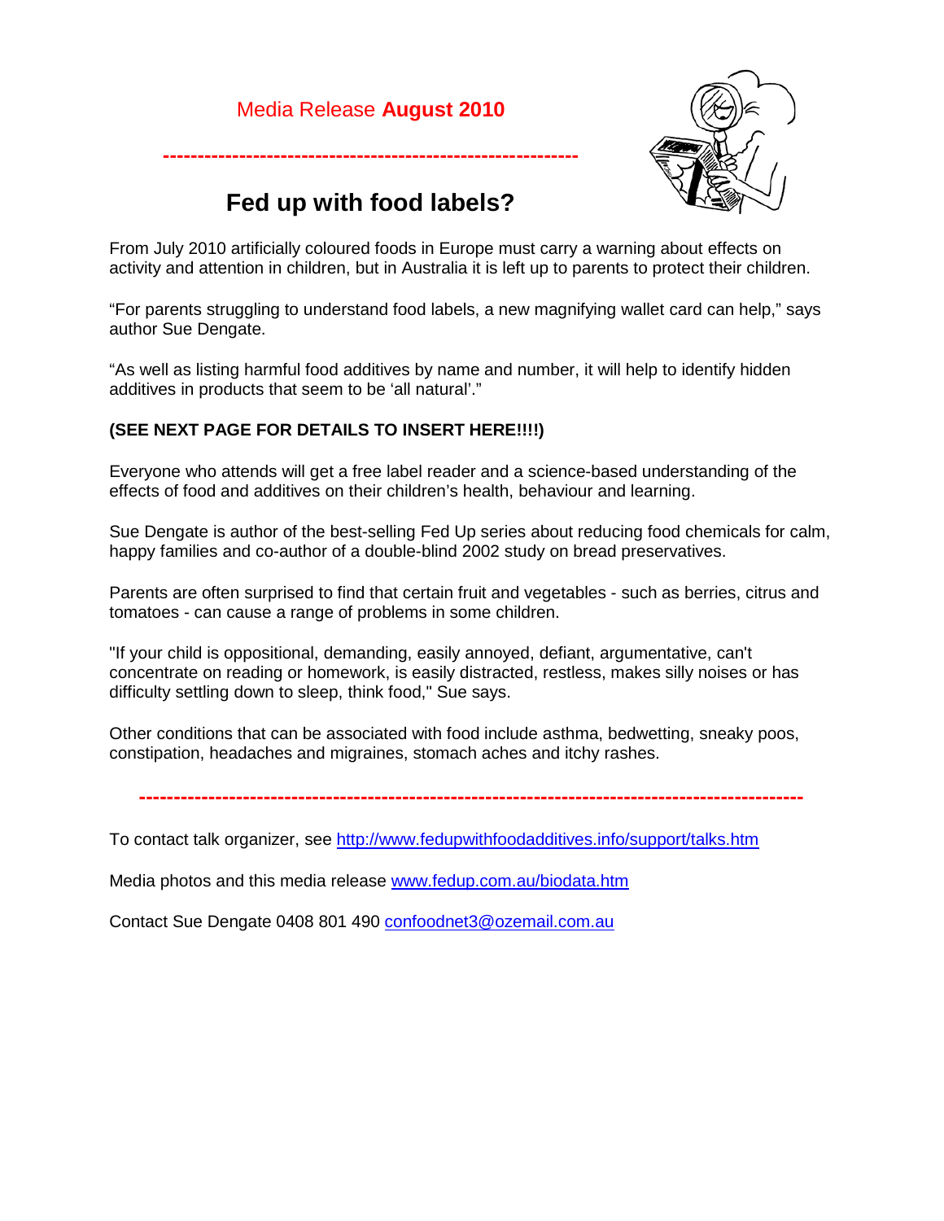Media Release **August 2010**

---

# Fed up with food labels?

From July 2010 artificially coloured foods in Europe must carry a warning about effects on activity and attention in children, but in Australia it is left up to parents to protect their children.

"For parents struggling to understand food labels, a new magnifying wallet card can help," says author Sue Dengate.

"As well as listing harmful food additives by name and number, it will help to identify hidden additives in products that seem to be 'all natural'."

**(SEE NEXT PAGE FOR DETAILS TO INSERT HERE!!!!)**

Everyone who attends will get a free label reader and a science-based understanding of the effects of food and additives on their children's health, behaviour and learning.

Sue Dengate is author of the best-selling Fed Up series about reducing food chemicals for calm, happy families and co-author of a double-blind 2002 study on bread preservatives.

Parents are often surprised to find that certain fruit and vegetables - such as berries, citrus and tomatoes - can cause a range of problems in some children.

"If your child is oppositional, demanding, easily annoyed, defiant, argumentative, can't concentrate on reading or homework, is easily distracted, restless, makes silly noises or has difficulty settling down to sleep, think food," Sue says.

Other conditions that can be associated with food include asthma, bedwetting, sneaky poos, constipation, headaches and migraines, stomach aches and itchy rashes.

---

To contact talk organizer, see http://www.fedupwithfoodadditives.info/support/talks.htm

Media photos and this media release www.fedup.com.au/biodata.htm

Contact Sue Dengate 0408 801 490 confoodnet3@ozemail.com.au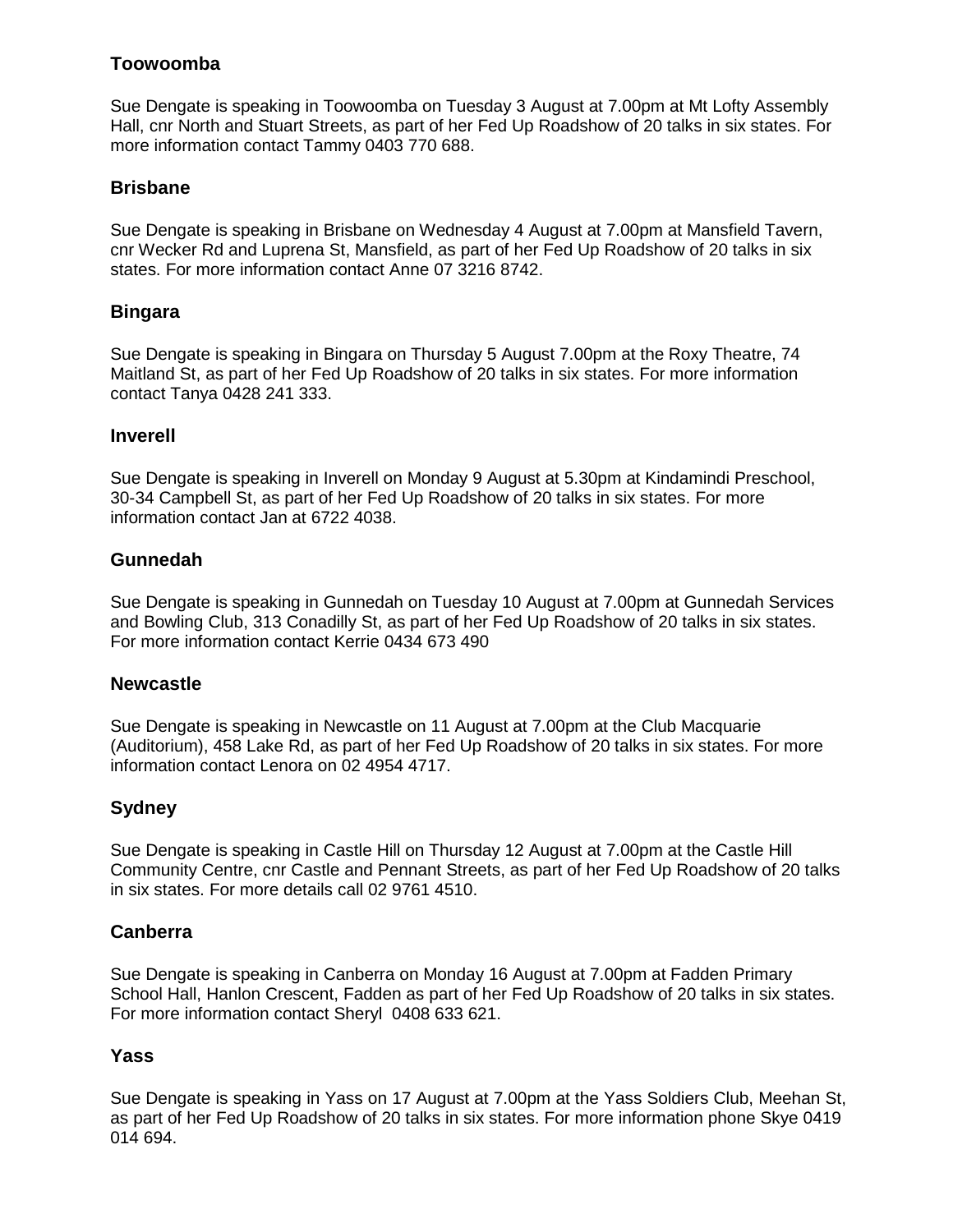## Toowoomba

Sue Dengate is speaking in Toowoomba on Tuesday 3 August at 7.00pm at Mt Lofty Assembly Hall, cnr North and Stuart Streets, as part of her Fed Up Roadshow of 20 talks in six states. For more information contact Tammy 0403 770 688.

## Brisbane

Sue Dengate is speaking in Brisbane on Wednesday 4 August at 7.00pm at Mansfield Tavern, cnr Wecker Rd and Luprena St, Mansfield, as part of her Fed Up Roadshow of 20 talks in six states. For more information contact Anne 07 3216 8742.

## Bingara

Sue Dengate is speaking in Bingara on Thursday 5 August 7.00pm at the Roxy Theatre, 74 Maitland St, as part of her Fed Up Roadshow of 20 talks in six states. For more information contact Tanya 0428 241 333.

## Inverell

Sue Dengate is speaking in Inverell on Monday 9 August at 5.30pm at Kindamindi Preschool, 30-34 Campbell St, as part of her Fed Up Roadshow of 20 talks in six states. For more information contact Jan at 6722 4038.

## Gunnedah

Sue Dengate is speaking in Gunnedah on Tuesday 10 August at 7.00pm at Gunnedah Services and Bowling Club, 313 Conadilly St, as part of her Fed Up Roadshow of 20 talks in six states. For more information contact Kerrie 0434 673 490

## Newcastle

Sue Dengate is speaking in Newcastle on 11 August at 7.00pm at the Club Macquarie (Auditorium), 458 Lake Rd, as part of her Fed Up Roadshow of 20 talks in six states. For more information contact Lenora on 02 4954 4717.

## Sydney

Sue Dengate is speaking in Castle Hill on Thursday 12 August at 7.00pm at the Castle Hill Community Centre, cnr Castle and Pennant Streets, as part of her Fed Up Roadshow of 20 talks in six states. For more details call 02 9761 4510.

## Canberra

Sue Dengate is speaking in Canberra on Monday 16 August at 7.00pm at Fadden Primary School Hall, Hanlon Crescent, Fadden as part of her Fed Up Roadshow of 20 talks in six states. For more information contact Sheryl 0408 633 621.

## Yass

Sue Dengate is speaking in Yass on 17 August at 7.00pm at the Yass Soldiers Club, Meehan St, as part of her Fed Up Roadshow of 20 talks in six states. For more information phone Skye 0419 014 694.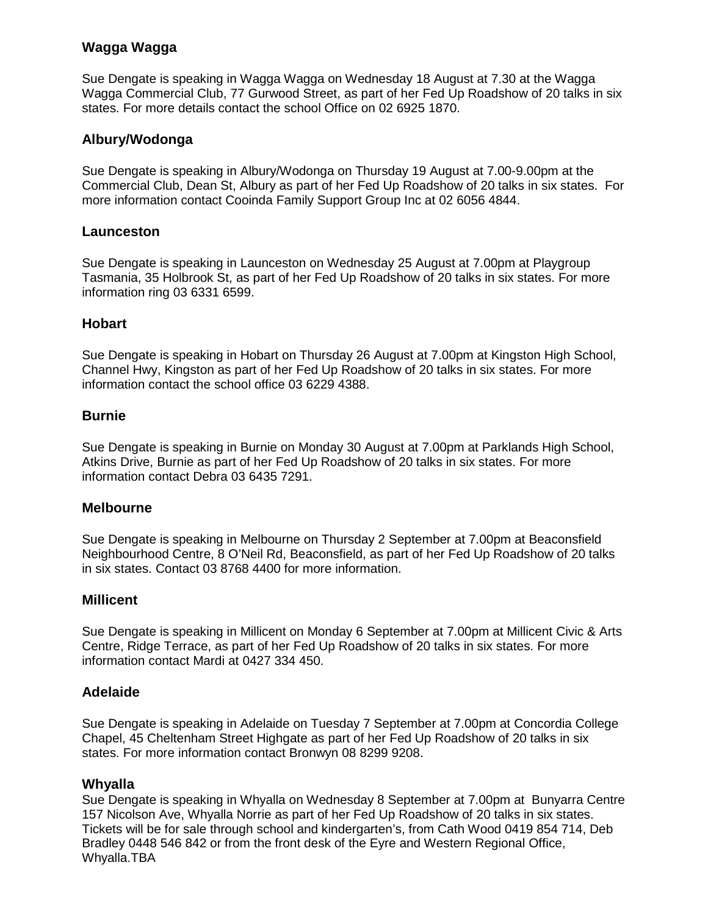## Wagga Wagga

Sue Dengate is speaking in Wagga Wagga on Wednesday 18 August at 7.30 at the Wagga Wagga Commercial Club, 77 Gurwood Street, as part of her Fed Up Roadshow of 20 talks in six states. For more details contact the school Office on 02 6925 1870.

## Albury/Wodonga

Sue Dengate is speaking in Albury/Wodonga on Thursday 19 August at 7.00-9.00pm at the Commercial Club, Dean St, Albury as part of her Fed Up Roadshow of 20 talks in six states. For more information contact Cooinda Family Support Group Inc at 02 6056 4844.

## Launceston

Sue Dengate is speaking in Launceston on Wednesday 25 August at 7.00pm at Playgroup Tasmania, 35 Holbrook St, as part of her Fed Up Roadshow of 20 talks in six states. For more information ring 03 6331 6599.

## Hobart

Sue Dengate is speaking in Hobart on Thursday 26 August at 7.00pm at Kingston High School, Channel Hwy, Kingston as part of her Fed Up Roadshow of 20 talks in six states. For more information contact the school office 03 6229 4388.

## Burnie

Sue Dengate is speaking in Burnie on Monday 30 August at 7.00pm at Parklands High School, Atkins Drive, Burnie as part of her Fed Up Roadshow of 20 talks in six states. For more information contact Debra 03 6435 7291.

## Melbourne

Sue Dengate is speaking in Melbourne on Thursday 2 September at 7.00pm at Beaconsfield Neighbourhood Centre, 8 O'Neil Rd, Beaconsfield, as part of her Fed Up Roadshow of 20 talks in six states. Contact 03 8768 4400 for more information.

## Millicent

Sue Dengate is speaking in Millicent on Monday 6 September at 7.00pm at Millicent Civic & Arts Centre, Ridge Terrace, as part of her Fed Up Roadshow of 20 talks in six states. For more information contact Mardi at 0427 334 450.

## Adelaide

Sue Dengate is speaking in Adelaide on Tuesday 7 September at 7.00pm at Concordia College Chapel, 45 Cheltenham Street Highgate as part of her Fed Up Roadshow of 20 talks in six states. For more information contact Bronwyn 08 8299 9208.

## Whyalla

Sue Dengate is speaking in Whyalla on Wednesday 8 September at 7.00pm at Bunyarra Centre 157 Nicolson Ave, Whyalla Norrie as part of her Fed Up Roadshow of 20 talks in six states. Tickets will be for sale through school and kindergarten's, from Cath Wood 0419 854 714, Deb Bradley 0448 546 842 or from the front desk of the Eyre and Western Regional Office, Whyalla.TBA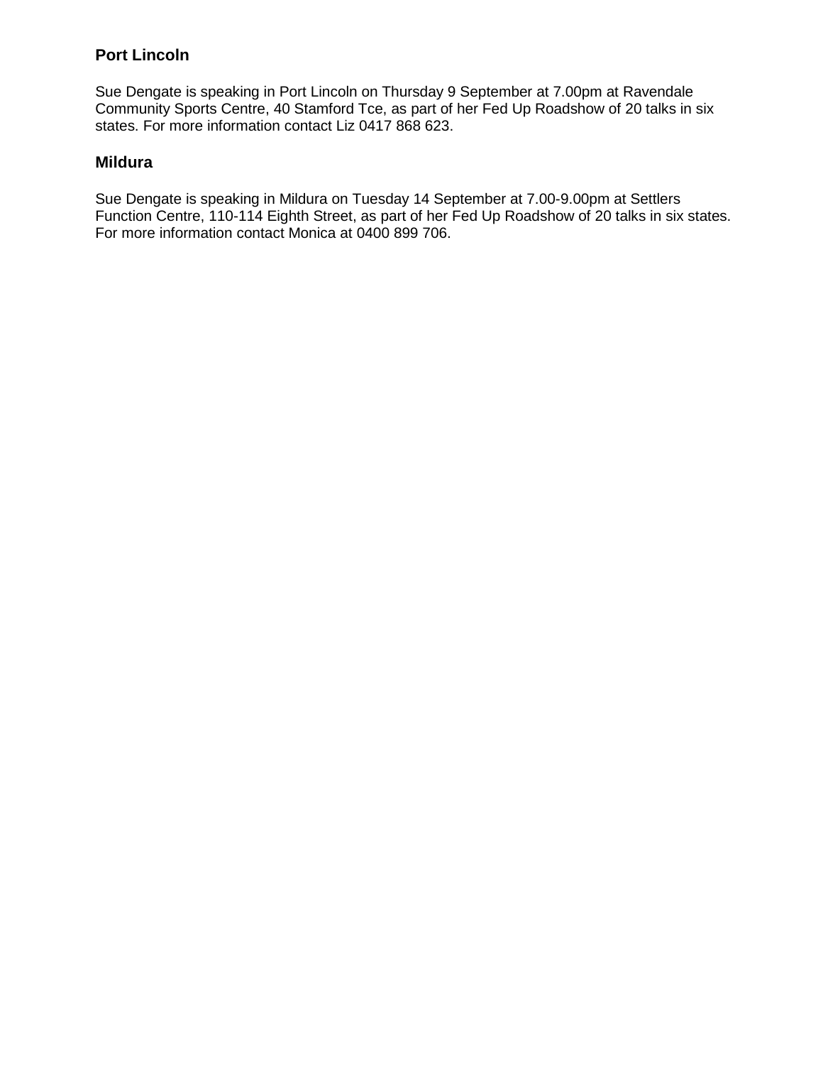### Port Lincoln

Sue Dengate is speaking in Port Lincoln on Thursday 9 September at 7.00pm at Ravendale Community Sports Centre, 40 Stamford Tce, as part of her Fed Up Roadshow of 20 talks in six states. For more information contact Liz 0417 868 623.

### Mildura

Sue Dengate is speaking in Mildura on Tuesday 14 September at 7.00-9.00pm at Settlers Function Centre, 110-114 Eighth Street, as part of her Fed Up Roadshow of 20 talks in six states. For more information contact Monica at 0400 899 706.